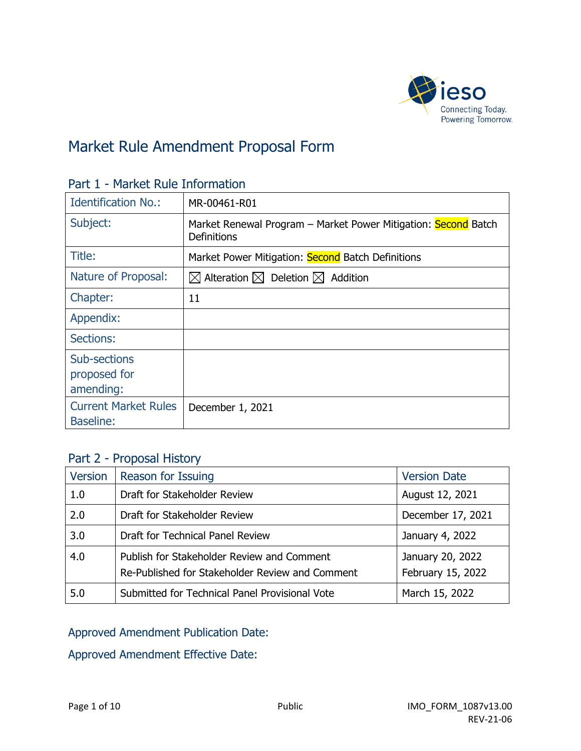# Market Rule Amendment Proposal Form

## Part 1 - Market Rule Information

| Identification No.: | MR-00461-R01 |
|---|---|
| Subject: | Market Renewal Program – Market Power Mitigation: Second Batch Definitions |
| Title: | Market Power Mitigation: Second Batch Definitions |
| Nature of Proposal: | ☒ Alteration ☒ Deletion ☒ Addition |
| Chapter: | 11 |
| Appendix: | |
| Sections: | |
| Sub-sections proposed for amending: | |
| Current Market Rules Baseline: | December 1, 2021 |

## Part 2 - Proposal History

| Version | Reason for Issuing | Version Date |
|---|---|---|
| 1.0 | Draft for Stakeholder Review | August 12, 2021 |
| 2.0 | Draft for Stakeholder Review | December 17, 2021 |
| 3.0 | Draft for Technical Panel Review | January 4, 2022 |
| 4.0 | Publish for Stakeholder Review and Comment<br>Re-Published for Stakeholder Review and Comment | January 20, 2022<br>February 15, 2022 |
| 5.0 | Submitted for Technical Panel Provisional Vote | March 15, 2022 |

Approved Amendment Publication Date:

Approved Amendment Effective Date: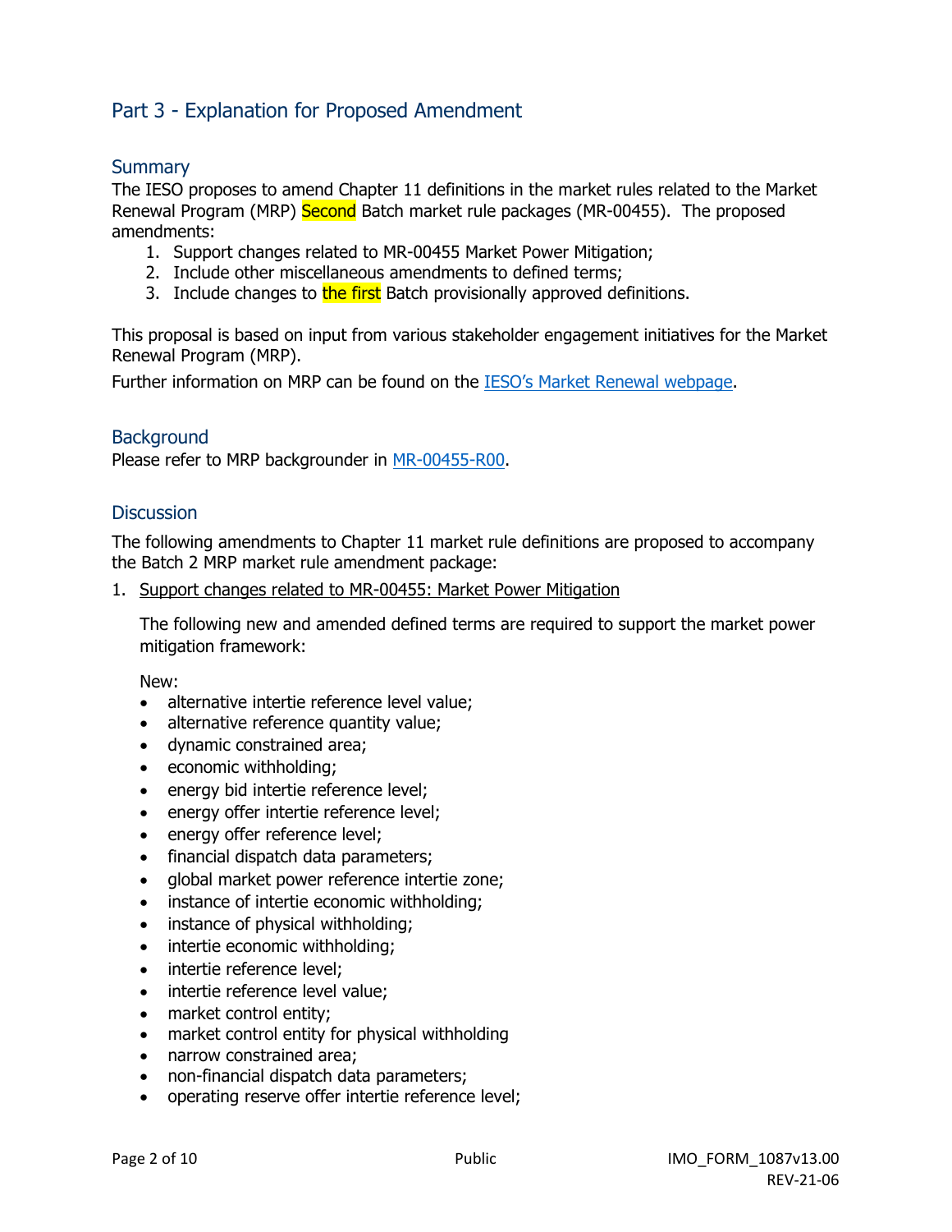## Part 3 - Explanation for Proposed Amendment

### Summary

The IESO proposes to amend Chapter 11 definitions in the market rules related to the Market Renewal Program (MRP) Second Batch market rule packages (MR-00455). The proposed amendments:

1. Support changes related to MR-00455 Market Power Mitigation;
2. Include other miscellaneous amendments to defined terms;
3. Include changes to the first Batch provisionally approved definitions.

This proposal is based on input from various stakeholder engagement initiatives for the Market Renewal Program (MRP).

Further information on MRP can be found on the IESO's Market Renewal webpage.

### Background

Please refer to MRP backgrounder in MR-00455-R00.

### Discussion

The following amendments to Chapter 11 market rule definitions are proposed to accompany the Batch 2 MRP market rule amendment package:

1. Support changes related to MR-00455: Market Power Mitigation

   The following new and amended defined terms are required to support the market power mitigation framework:

   New:

   - alternative intertie reference level value;
   - alternative reference quantity value;
   - dynamic constrained area;
   - economic withholding;
   - energy bid intertie reference level;
   - energy offer intertie reference level;
   - energy offer reference level;
   - financial dispatch data parameters;
   - global market power reference intertie zone;
   - instance of intertie economic withholding;
   - instance of physical withholding;
   - intertie economic withholding;
   - intertie reference level;
   - intertie reference level value;
   - market control entity;
   - market control entity for physical withholding
   - narrow constrained area;
   - non-financial dispatch data parameters;
   - operating reserve offer intertie reference level;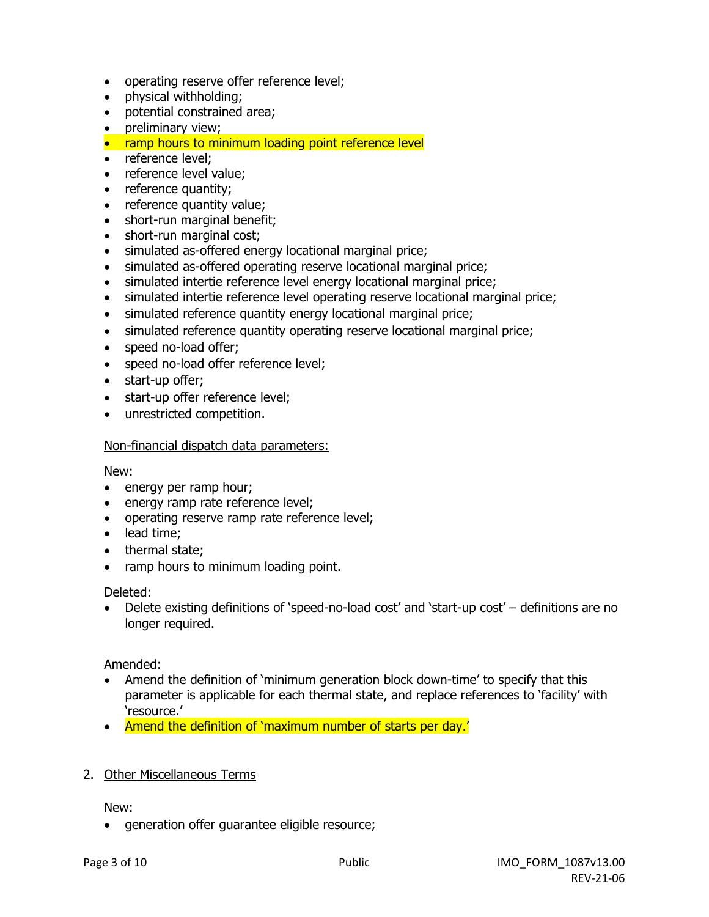- operating reserve offer reference level;
- physical withholding;
- potential constrained area;
- preliminary view;
- ramp hours to minimum loading point reference level
- reference level;
- reference level value;
- reference quantity;
- reference quantity value;
- short-run marginal benefit;
- short-run marginal cost;
- simulated as-offered energy locational marginal price;
- simulated as-offered operating reserve locational marginal price;
- simulated intertie reference level energy locational marginal price;
- simulated intertie reference level operating reserve locational marginal price;
- simulated reference quantity energy locational marginal price;
- simulated reference quantity operating reserve locational marginal price;
- speed no-load offer;
- speed no-load offer reference level;
- start-up offer;
- start-up offer reference level;
- unrestricted competition.

Non-financial dispatch data parameters:

New:

- energy per ramp hour;
- energy ramp rate reference level;
- operating reserve ramp rate reference level;
- lead time;
- thermal state;
- ramp hours to minimum loading point.

Deleted:

- Delete existing definitions of 'speed-no-load cost' and 'start-up cost' – definitions are no longer required.

Amended:

- Amend the definition of 'minimum generation block down-time' to specify that this parameter is applicable for each thermal state, and replace references to 'facility' with 'resource.'
- Amend the definition of 'maximum number of starts per day.'

2. Other Miscellaneous Terms

New:

- generation offer guarantee eligible resource;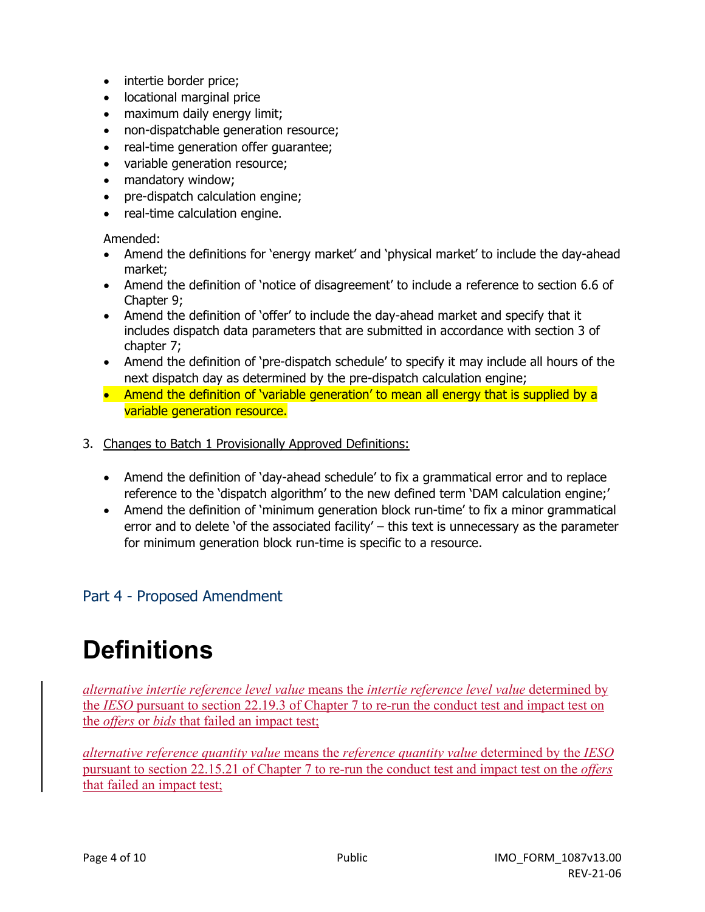- intertie border price;
- locational marginal price
- maximum daily energy limit;
- non-dispatchable generation resource;
- real-time generation offer guarantee;
- variable generation resource;
- mandatory window;
- pre-dispatch calculation engine;
- real-time calculation engine.

Amended:

- Amend the definitions for 'energy market' and 'physical market' to include the day-ahead market;
- Amend the definition of 'notice of disagreement' to include a reference to section 6.6 of Chapter 9;
- Amend the definition of 'offer' to include the day-ahead market and specify that it includes dispatch data parameters that are submitted in accordance with section 3 of chapter 7;
- Amend the definition of 'pre-dispatch schedule' to specify it may include all hours of the next dispatch day as determined by the pre-dispatch calculation engine;
- Amend the definition of 'variable generation' to mean all energy that is supplied by a variable generation resource.

3. Changes to Batch 1 Provisionally Approved Definitions:

- Amend the definition of 'day-ahead schedule' to fix a grammatical error and to replace reference to the 'dispatch algorithm' to the new defined term 'DAM calculation engine;'
- Amend the definition of 'minimum generation block run-time' to fix a minor grammatical error and to delete 'of the associated facility' – this text is unnecessary as the parameter for minimum generation block run-time is specific to a resource.

## Part 4 - Proposed Amendment

# Definitions

*alternative intertie reference level value* means the *intertie reference level value* determined by the *IESO* pursuant to section 22.19.3 of Chapter 7 to re-run the conduct test and impact test on the *offers* or *bids* that failed an impact test;

*alternative reference quantity value* means the *reference quantity value* determined by the *IESO* pursuant to section 22.15.21 of Chapter 7 to re-run the conduct test and impact test on the *offers* that failed an impact test;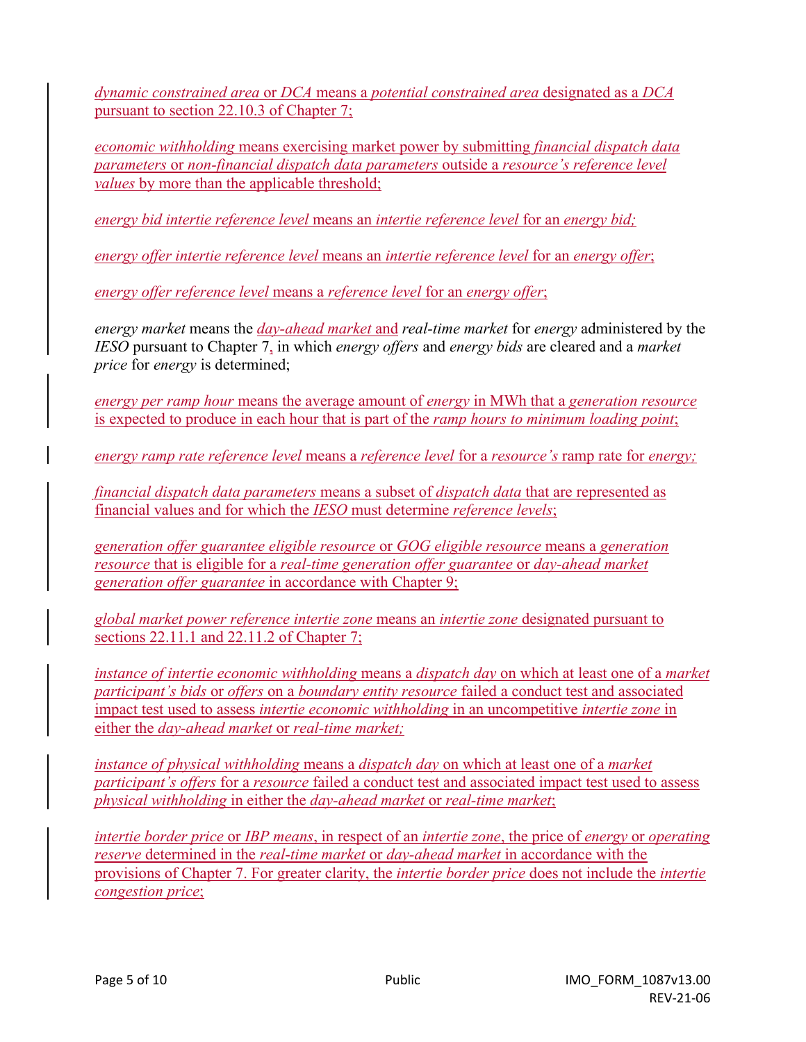*dynamic constrained area* or *DCA* means a *potential constrained area* designated as a *DCA* pursuant to section 22.10.3 of Chapter 7;

*economic withholding* means exercising market power by submitting *financial dispatch data parameters* or *non-financial dispatch data parameters* outside a *resource's reference level values* by more than the applicable threshold;

*energy bid intertie reference level* means an *intertie reference level* for an *energy bid;*

*energy offer intertie reference level* means an *intertie reference level* for an *energy offer*;

*energy offer reference level* means a *reference level* for an *energy offer*;

*energy market* means the *day-ahead market* and *real-time market* for *energy* administered by the *IESO* pursuant to Chapter 7, in which *energy offers* and *energy bids* are cleared and a *market price* for *energy* is determined;

*energy per ramp hour* means the average amount of *energy* in MWh that a *generation resource* is expected to produce in each hour that is part of the *ramp hours to minimum loading point*;

*energy ramp rate reference level* means a *reference level* for a *resource's* ramp rate for *energy;*

*financial dispatch data parameters* means a subset of *dispatch data* that are represented as financial values and for which the *IESO* must determine *reference levels*;

*generation offer guarantee eligible resource* or *GOG eligible resource* means a *generation resource* that is eligible for a *real-time generation offer guarantee* or *day-ahead market generation offer guarantee* in accordance with Chapter 9;

*global market power reference intertie zone* means an *intertie zone* designated pursuant to sections 22.11.1 and 22.11.2 of Chapter 7;

*instance of intertie economic withholding* means a *dispatch day* on which at least one of a *market participant's bids* or *offers* on a *boundary entity resource* failed a conduct test and associated impact test used to assess *intertie economic withholding* in an uncompetitive *intertie zone* in either the *day-ahead market* or *real-time market;*

*instance of physical withholding* means a *dispatch day* on which at least one of a *market participant's offers* for a *resource* failed a conduct test and associated impact test used to assess *physical withholding* in either the *day-ahead market* or *real-time market*;

*intertie border price* or *IBP means*, in respect of an *intertie zone*, the price of *energy* or *operating reserve* determined in the *real-time market* or *day-ahead market* in accordance with the provisions of Chapter 7. For greater clarity, the *intertie border price* does not include the *intertie congestion price*;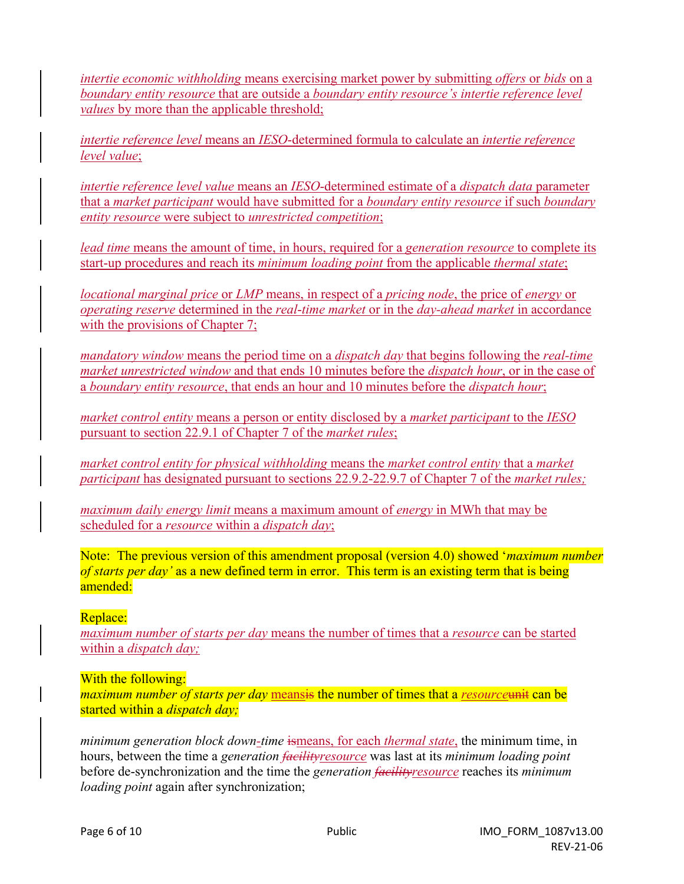*intertie economic withholding* means exercising market power by submitting *offers* or *bids* on a *boundary entity resource* that are outside a *boundary entity resource's intertie reference level values* by more than the applicable threshold;

*intertie reference level* means an *IESO*-determined formula to calculate an *intertie reference level value*;

*intertie reference level value* means an *IESO*-determined estimate of a *dispatch data* parameter that a *market participant* would have submitted for a *boundary entity resource* if such *boundary entity resource* were subject to *unrestricted competition*;

*lead time* means the amount of time, in hours, required for a *generation resource* to complete its start-up procedures and reach its *minimum loading point* from the applicable *thermal state*;

*locational marginal price* or *LMP* means, in respect of a *pricing node*, the price of *energy* or *operating reserve* determined in the *real-time market* or in the *day-ahead market* in accordance with the provisions of Chapter 7;

*mandatory window* means the period time on a *dispatch day* that begins following the *real-time market unrestricted window* and that ends 10 minutes before the *dispatch hour*, or in the case of a *boundary entity resource*, that ends an hour and 10 minutes before the *dispatch hour*;

*market control entity* means a person or entity disclosed by a *market participant* to the *IESO* pursuant to section 22.9.1 of Chapter 7 of the *market rules*;

*market control entity for physical withholding* means the *market control entity* that a *market participant* has designated pursuant to sections 22.9.2-22.9.7 of Chapter 7 of the *market rules;*

*maximum daily energy limit* means a maximum amount of *energy* in MWh that may be scheduled for a *resource* within a *dispatch day*;

Note: The previous version of this amendment proposal (version 4.0) showed '*maximum number of starts per day'* as a new defined term in error. This term is an existing term that is being amended:

Replace:
*maximum number of starts per day* means the number of times that a *resource* can be started within a *dispatch day;*

With the following:
*maximum number of starts per day* ~~is~~ means the number of times that a ~~unit~~ *resource* can be started within a *dispatch day;*

*minimum generation block down-time* ~~is~~ means, for each *thermal state*, the minimum time, in hours, between the time a *generation* ~~*facility*~~ *resource* was last at its *minimum loading point* before de-synchronization and the time the *generation* ~~*facility*~~ *resource* reaches its *minimum loading point* again after synchronization;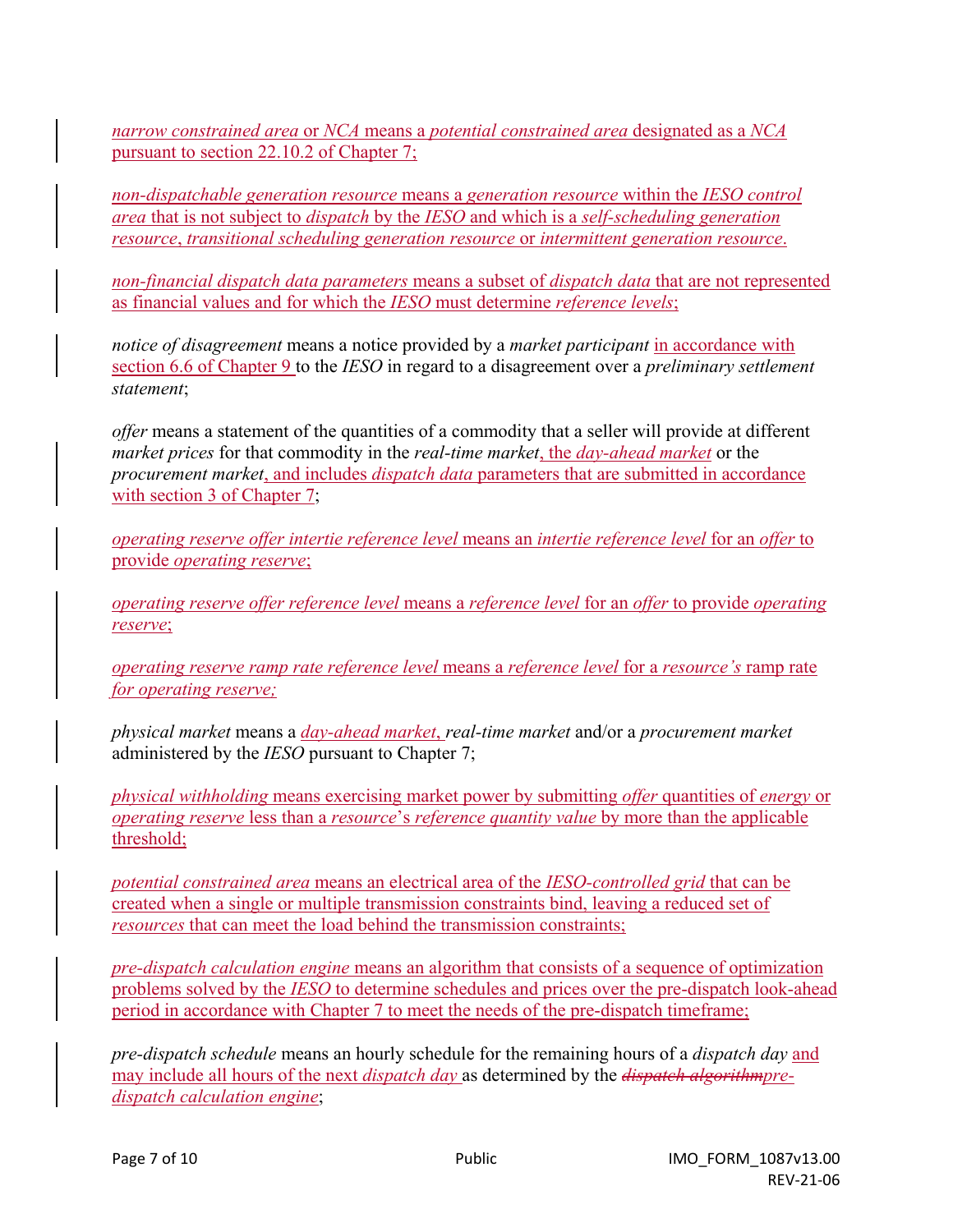*narrow constrained area* or *NCA* means a *potential constrained area* designated as a *NCA* pursuant to section 22.10.2 of Chapter 7;

*non-dispatchable generation resource* means a *generation resource* within the *IESO control area* that is not subject to *dispatch* by the *IESO* and which is a *self-scheduling generation resource*, *transitional scheduling generation resource* or *intermittent generation resource*.

*non-financial dispatch data parameters* means a subset of *dispatch data* that are not represented as financial values and for which the *IESO* must determine *reference levels*;

*notice of disagreement* means a notice provided by a *market participant* in accordance with section 6.6 of Chapter 9 to the *IESO* in regard to a disagreement over a *preliminary settlement statement*;

*offer* means a statement of the quantities of a commodity that a seller will provide at different *market prices* for that commodity in the *real-time market*, the *day-ahead market* or the *procurement market*, and includes *dispatch data* parameters that are submitted in accordance with section 3 of Chapter 7;

*operating reserve offer intertie reference level* means an *intertie reference level* for an *offer* to provide *operating reserve*;

*operating reserve offer reference level* means a *reference level* for an *offer* to provide *operating reserve*;

*operating reserve ramp rate reference level* means a *reference level* for a *resource's* ramp rate *for operating reserve;*

*physical market* means a *day-ahead market*, *real-time market* and/or a *procurement market* administered by the *IESO* pursuant to Chapter 7;

*physical withholding* means exercising market power by submitting *offer* quantities of *energy* or *operating reserve* less than a *resource*'s *reference quantity value* by more than the applicable threshold;

*potential constrained area* means an electrical area of the *IESO-controlled grid* that can be created when a single or multiple transmission constraints bind, leaving a reduced set of *resources* that can meet the load behind the transmission constraints;

*pre-dispatch calculation engine* means an algorithm that consists of a sequence of optimization problems solved by the *IESO* to determine schedules and prices over the pre-dispatch look-ahead period in accordance with Chapter 7 to meet the needs of the pre-dispatch timeframe;

*pre-dispatch schedule* means an hourly schedule for the remaining hours of a *dispatch day* and may include all hours of the next *dispatch day* as determined by the ~~*dispatch algorithm*~~*pre-dispatch calculation engine*;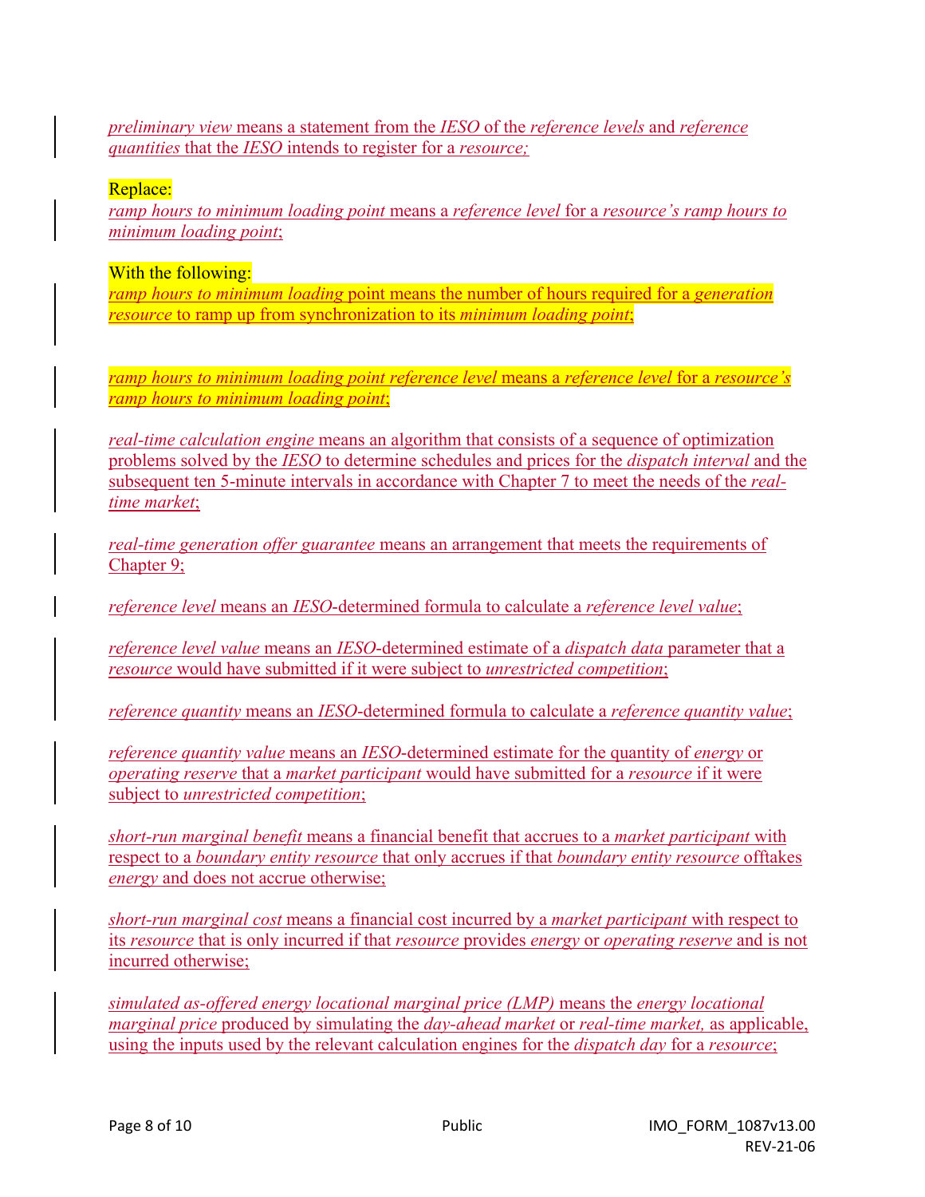*preliminary view* means a statement from the *IESO* of the *reference levels* and *reference quantities* that the *IESO* intends to register for a *resource;*

Replace:
*ramp hours to minimum loading point* means a *reference level* for a *resource's ramp hours to minimum loading point*;

With the following:
*ramp hours to minimum loading* point means the number of hours required for a *generation resource* to ramp up from synchronization to its *minimum loading point*;

*ramp hours to minimum loading point reference level* means a *reference level* for a *resource's ramp hours to minimum loading point*;

*real-time calculation engine* means an algorithm that consists of a sequence of optimization problems solved by the *IESO* to determine schedules and prices for the *dispatch interval* and the subsequent ten 5-minute intervals in accordance with Chapter 7 to meet the needs of the *real-time market*;

*real-time generation offer guarantee* means an arrangement that meets the requirements of Chapter 9;

*reference level* means an *IESO*-determined formula to calculate a *reference level value*;

*reference level value* means an *IESO*-determined estimate of a *dispatch data* parameter that a *resource* would have submitted if it were subject to *unrestricted competition*;

*reference quantity* means an *IESO*-determined formula to calculate a *reference quantity value*;

*reference quantity value* means an *IESO*-determined estimate for the quantity of *energy* or *operating reserve* that a *market participant* would have submitted for a *resource* if it were subject to *unrestricted competition*;

*short-run marginal benefit* means a financial benefit that accrues to a *market participant* with respect to a *boundary entity resource* that only accrues if that *boundary entity resource* offtakes *energy* and does not accrue otherwise;

*short-run marginal cost* means a financial cost incurred by a *market participant* with respect to its *resource* that is only incurred if that *resource* provides *energy* or *operating reserve* and is not incurred otherwise;

*simulated as-offered energy locational marginal price (LMP)* means the *energy locational marginal price* produced by simulating the *day-ahead market* or *real-time market,* as applicable, using the inputs used by the relevant calculation engines for the *dispatch day* for a *resource*;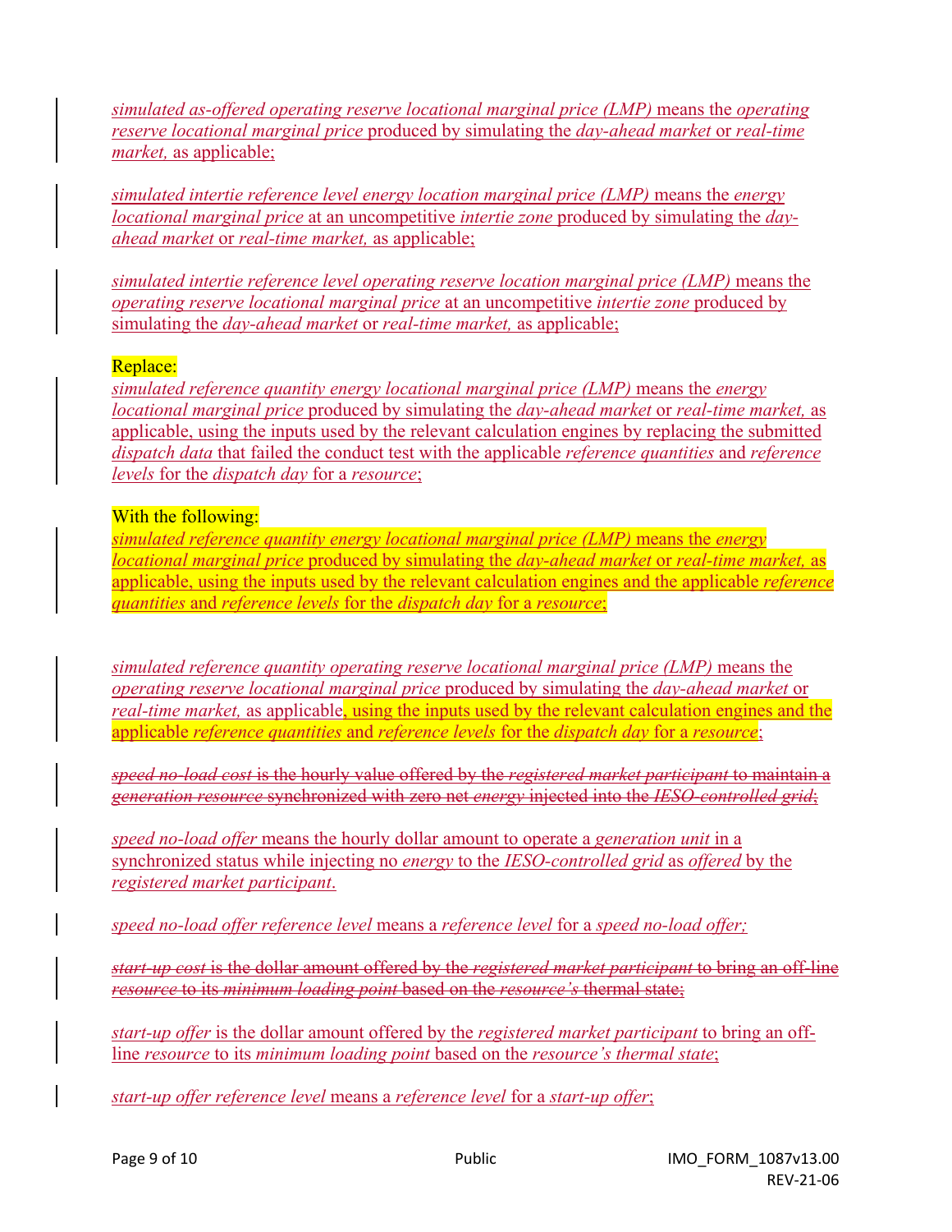*simulated as-offered operating reserve locational marginal price (LMP)* means the *operating reserve locational marginal price* produced by simulating the *day-ahead market* or *real-time market,* as applicable;

*simulated intertie reference level energy location marginal price (LMP)* means the *energy locational marginal price* at an uncompetitive *intertie zone* produced by simulating the *day-ahead market* or *real-time market,* as applicable;

*simulated intertie reference level operating reserve location marginal price (LMP)* means the *operating reserve locational marginal price* at an uncompetitive *intertie zone* produced by simulating the *day-ahead market* or *real-time market,* as applicable;

Replace:

*simulated reference quantity energy locational marginal price (LMP)* means the *energy locational marginal price* produced by simulating the *day-ahead market* or *real-time market,* as applicable, using the inputs used by the relevant calculation engines by replacing the submitted *dispatch data* that failed the conduct test with the applicable *reference quantities* and *reference levels* for the *dispatch day* for a *resource*;

With the following:

*simulated reference quantity energy locational marginal price (LMP)* means the *energy locational marginal price* produced by simulating the *day-ahead market* or *real-time market,* as applicable, using the inputs used by the relevant calculation engines and the applicable *reference quantities* and *reference levels* for the *dispatch day* for a *resource*;

*simulated reference quantity operating reserve locational marginal price (LMP)* means the *operating reserve locational marginal price* produced by simulating the *day-ahead market* or *real-time market,* as applicable, using the inputs used by the relevant calculation engines and the applicable *reference quantities* and *reference levels* for the *dispatch day* for a *resource*;

~~*speed no-load cost* is the hourly value offered by the *registered market participant* to maintain a *generation resource* synchronized with zero net *energy* injected into the *IESO-controlled grid*;~~

*speed no-load offer* means the hourly dollar amount to operate a *generation unit* in a synchronized status while injecting no *energy* to the *IESO-controlled grid* as *offered* by the *registered market participant*.

*speed no-load offer reference level* means a *reference level* for a *speed no-load offer;*

~~*start-up cost* is the dollar amount offered by the *registered market participant* to bring an off-line *resource* to its *minimum loading point* based on the *resource's* thermal state;~~

*start-up offer* is the dollar amount offered by the *registered market participant* to bring an off-line *resource* to its *minimum loading point* based on the *resource's thermal state*;

*start-up offer reference level* means a *reference level* for a *start-up offer*;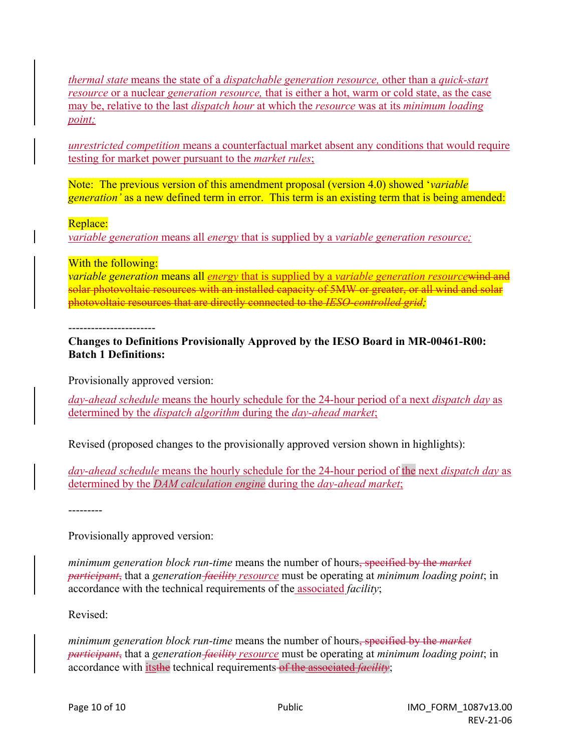*thermal state* means the state of a *dispatchable generation resource,* other than a *quick-start resource* or a nuclear *generation resource,* that is either a hot, warm or cold state, as the case may be, relative to the last *dispatch hour* at which the *resource* was at its *minimum loading point;*

*unrestricted competition* means a counterfactual market absent any conditions that would require testing for market power pursuant to the *market rules*;

Note: The previous version of this amendment proposal (version 4.0) showed '*variable generation'* as a new defined term in error. This term is an existing term that is being amended:

Replace:
*variable generation* means all *energy* that is supplied by a *variable generation resource;*

With the following:
*variable generation* means all *energy* that is supplied by a *variable generation resource*~~wind and solar photovoltaic resources with an installed capacity of 5MW or greater, or all wind and solar photovoltaic resources that are directly connected to the *IESO-controlled grid*~~;

----------------------

**Changes to Definitions Provisionally Approved by the IESO Board in MR-00461-R00: Batch 1 Definitions:**

Provisionally approved version:

*day-ahead schedule* means the hourly schedule for the 24-hour period of a next *dispatch day* as determined by the *dispatch algorithm* during the *day-ahead market*;

Revised (proposed changes to the provisionally approved version shown in highlights):

*day-ahead schedule* means the hourly schedule for the 24-hour period of the next *dispatch day* as determined by the *DAM calculation engine* during the *day-ahead market*;

---------

Provisionally approved version:

*minimum generation block run-time* means the number of hours~~, specified by the *market participant*,~~ that a *generation* ~~*facility*~~ *resource* must be operating at *minimum loading point*; in accordance with the technical requirements of the associated *facility*;

Revised:

*minimum generation block run-time* means the number of hours~~, specified by the *market participant*,~~ that a *generation* ~~*facility*~~ *resource* must be operating at *minimum loading point*; in accordance with its~~the~~ technical requirements ~~of the associated *facility*~~;